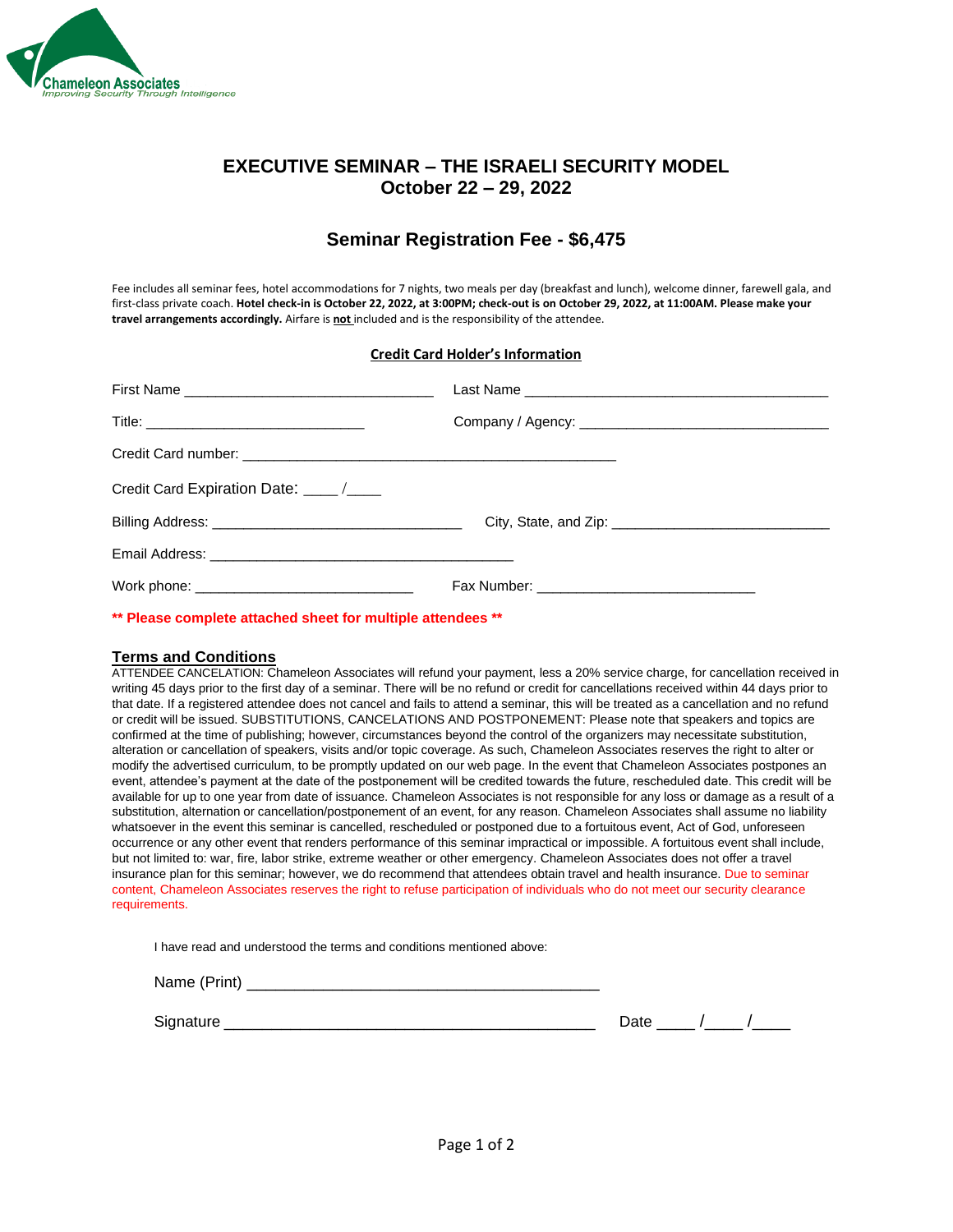Chameleon Associates
*Improving Security Through Intelligence*

# EXECUTIVE SEMINAR – THE ISRAELI SECURITY MODEL
## October 22 – 29, 2022

## Seminar Registration Fee - $6,475

Fee includes all seminar fees, hotel accommodations for 7 nights, two meals per day (breakfast and lunch), welcome dinner, farewell gala, and first-class private coach. **Hotel check-in is October 22, 2022, at 3:00PM; check-out is on October 29, 2022, at 11:00AM. Please make your travel arrangements accordingly.** Airfare is **not** included and is the responsibility of the attendee.

**Credit Card Holder's Information**

First Name ______________________________ Last Name ____________________________________

Title: ___________________________ Company / Agency: ______________________________

Credit Card number: ____________________________________________

Credit Card Expiration Date: ____ /____

Billing Address: ______________________________ City, State, and Zip: __________________________

Email Address: ____________________________________

Work phone: __________________________ Fax Number: __________________________

**\*\* Please complete attached sheet for multiple attendees \*\***

**Terms and Conditions**

ATTENDEE CANCELATION: Chameleon Associates will refund your payment, less a 20% service charge, for cancellation received in writing 45 days prior to the first day of a seminar. There will be no refund or credit for cancellations received within 44 days prior to that date. If a registered attendee does not cancel and fails to attend a seminar, this will be treated as a cancellation and no refund or credit will be issued. SUBSTITUTIONS, CANCELATIONS AND POSTPONEMENT: Please note that speakers and topics are confirmed at the time of publishing; however, circumstances beyond the control of the organizers may necessitate substitution, alteration or cancellation of speakers, visits and/or topic coverage. As such, Chameleon Associates reserves the right to alter or modify the advertised curriculum, to be promptly updated on our web page. In the event that Chameleon Associates postpones an event, attendee's payment at the date of the postponement will be credited towards the future, rescheduled date. This credit will be available for up to one year from date of issuance. Chameleon Associates is not responsible for any loss or damage as a result of a substitution, alternation or cancellation/postponement of an event, for any reason. Chameleon Associates shall assume no liability whatsoever in the event this seminar is cancelled, rescheduled or postponed due to a fortuitous event, Act of God, unforeseen occurrence or any other event that renders performance of this seminar impractical or impossible. A fortuitous event shall include, but not limited to: war, fire, labor strike, extreme weather or other emergency. Chameleon Associates does not offer a travel insurance plan for this seminar; however, we do recommend that attendees obtain travel and health insurance. Due to seminar content, Chameleon Associates reserves the right to refuse participation of individuals who do not meet our security clearance requirements.

I have read and understood the terms and conditions mentioned above:

Name (Print) ________________________________________

Signature __________________________________________ Date ____ /____ /____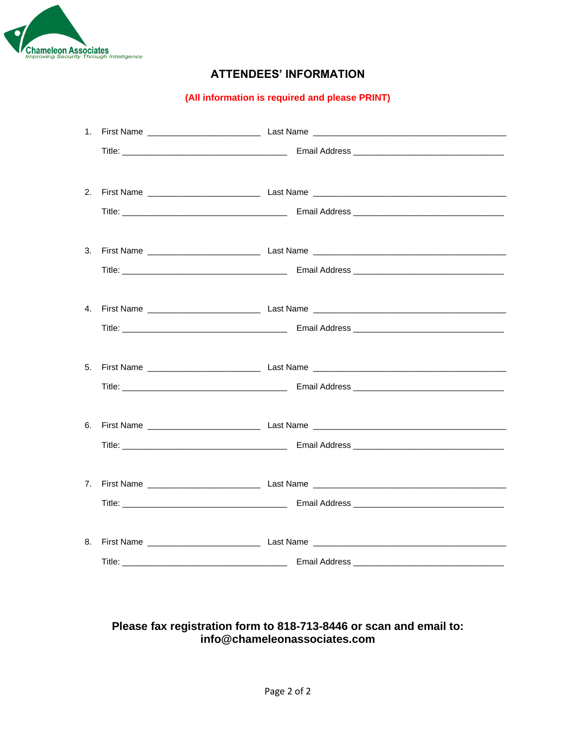Chameleon Associates
*Improving Security Through Intelligence*

## ATTENDEES' INFORMATION

**(All information is required and please PRINT)**

1. First Name ______________________ Last Name ________________________________________
   Title: __________________________________ Email Address _______________________________

2. First Name ______________________ Last Name ________________________________________
   Title: __________________________________ Email Address _______________________________

3. First Name ______________________ Last Name ________________________________________
   Title: __________________________________ Email Address _______________________________

4. First Name ______________________ Last Name ________________________________________
   Title: __________________________________ Email Address _______________________________

5. First Name ______________________ Last Name ________________________________________
   Title: __________________________________ Email Address _______________________________

6. First Name ______________________ Last Name ________________________________________
   Title: __________________________________ Email Address _______________________________

7. First Name ______________________ Last Name ________________________________________
   Title: __________________________________ Email Address _______________________________

8. First Name ______________________ Last Name ________________________________________
   Title: __________________________________ Email Address _______________________________

**Please fax registration form to 818-713-8446 or scan and email to: info@chameleonassociates.com**